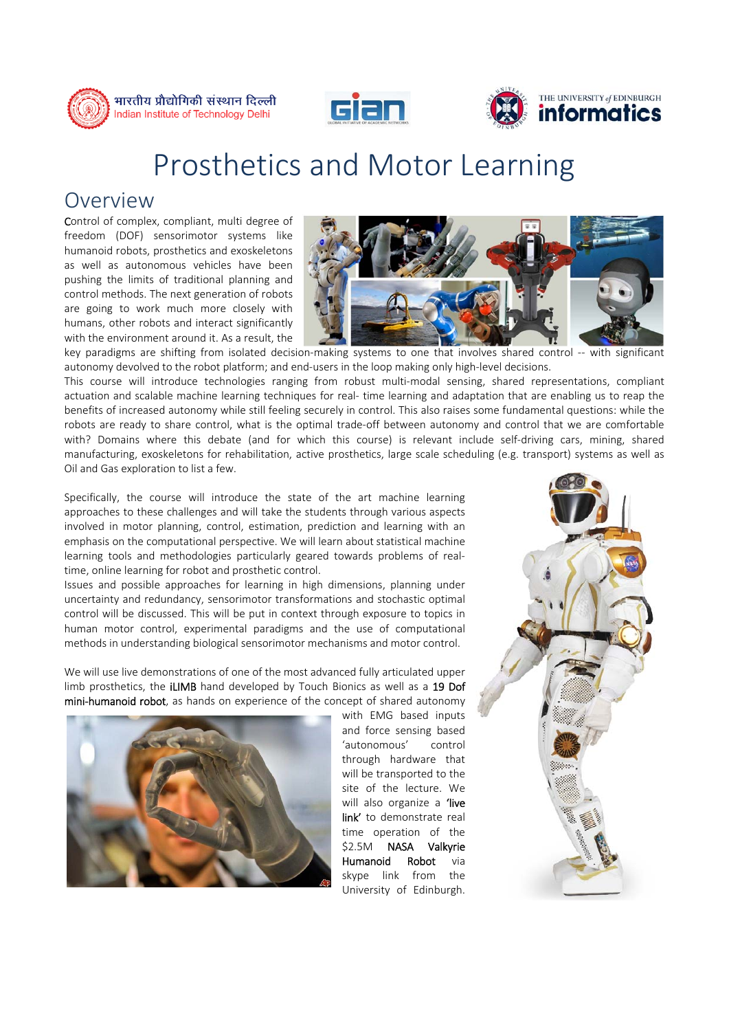भारतीय प्रौद्योगिकी संस्थान दिल्ली
Indian Institute of Technology Delhi

# Prosthetics and Motor Learning

## Overview

Control of complex, compliant, multi degree of freedom (DOF) sensorimotor systems like humanoid robots, prosthetics and exoskeletons as well as autonomous vehicles have been pushing the limits of traditional planning and control methods. The next generation of robots are going to work much more closely with humans, other robots and interact significantly with the environment around it. As a result, the key paradigms are shifting from isolated decision-making systems to one that involves shared control -- with significant autonomy devolved to the robot platform; and end-users in the loop making only high-level decisions.

This course will introduce technologies ranging from robust multi-modal sensing, shared representations, compliant actuation and scalable machine learning techniques for real- time learning and adaptation that are enabling us to reap the benefits of increased autonomy while still feeling securely in control. This also raises some fundamental questions: while the robots are ready to share control, what is the optimal trade-off between autonomy and control that we are comfortable with? Domains where this debate (and for which this course) is relevant include self-driving cars, mining, shared manufacturing, exoskeletons for rehabilitation, active prosthetics, large scale scheduling (e.g. transport) systems as well as Oil and Gas exploration to list a few.

Specifically, the course will introduce the state of the art machine learning approaches to these challenges and will take the students through various aspects involved in motor planning, control, estimation, prediction and learning with an emphasis on the computational perspective. We will learn about statistical machine learning tools and methodologies particularly geared towards problems of real-time, online learning for robot and prosthetic control.

Issues and possible approaches for learning in high dimensions, planning under uncertainty and redundancy, sensorimotor transformations and stochastic optimal control will be discussed. This will be put in context through exposure to topics in human motor control, experimental paradigms and the use of computational methods in understanding biological sensorimotor mechanisms and motor control.

We will use live demonstrations of one of the most advanced fully articulated upper limb prosthetics, the iLIMB hand developed by Touch Bionics as well as a 19 Dof mini-humanoid robot, as hands on experience of the concept of shared autonomy with EMG based inputs and force sensing based 'autonomous' control through hardware that will be transported to the site of the lecture. We will also organize a 'live link' to demonstrate real time operation of the $2.5M NASA Valkyrie Humanoid Robot via skype link from the University of Edinburgh.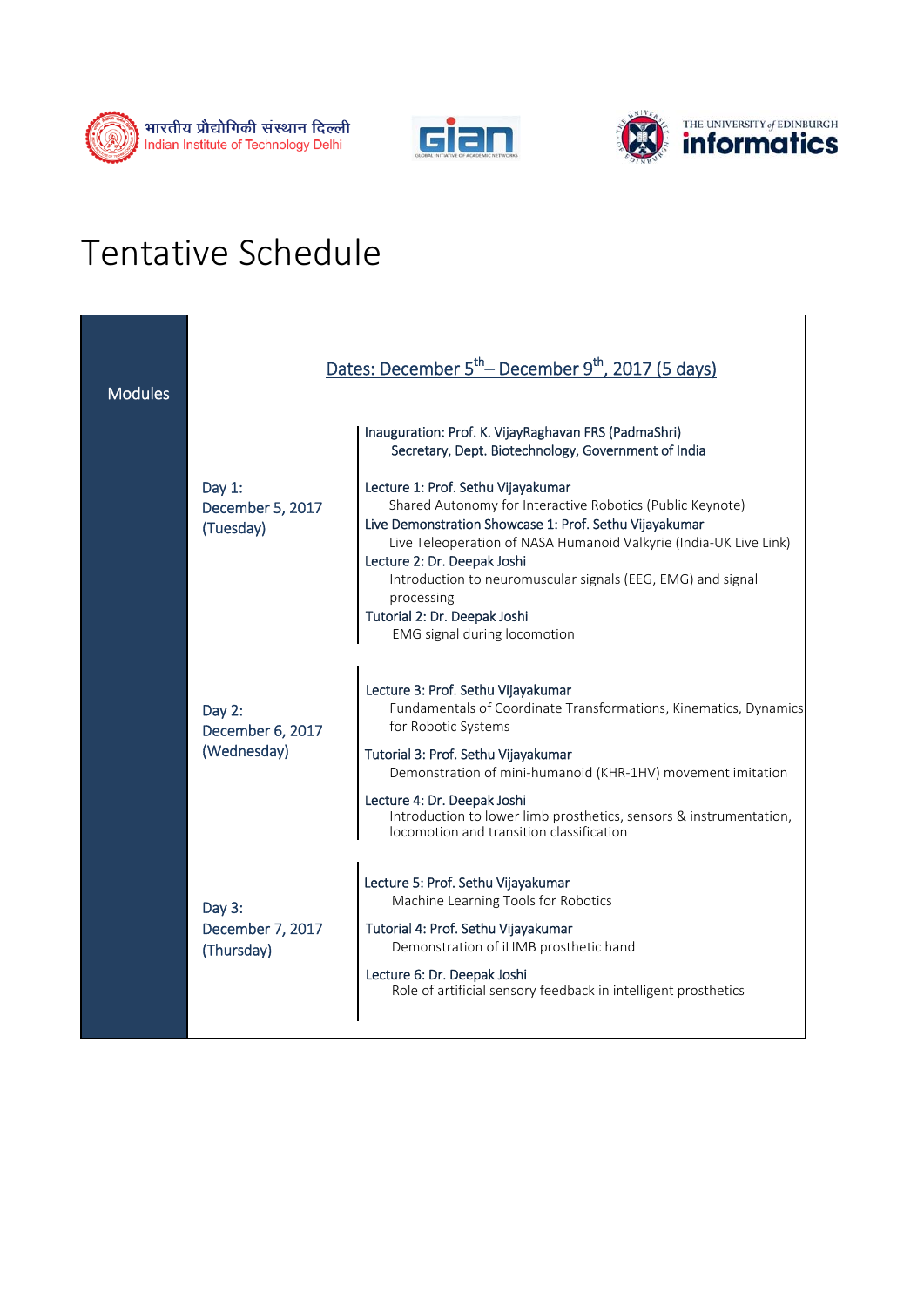# Tentative Schedule

| Modules | Dates: December 5th – December 9th, 2017 (5 days) | |
|---|---|---|
| | Day 1: December 5, 2017 (Tuesday) | Inauguration: Prof. K. VijayRaghavan FRS (PadmaShri)<br>Secretary, Dept. Biotechnology, Government of India<br><br>Lecture 1: Prof. Sethu Vijayakumar<br>Shared Autonomy for Interactive Robotics (Public Keynote)<br>Live Demonstration Showcase 1: Prof. Sethu Vijayakumar<br>Live Teleoperation of NASA Humanoid Valkyrie (India-UK Live Link)<br>Lecture 2: Dr. Deepak Joshi<br>Introduction to neuromuscular signals (EEG, EMG) and signal processing<br>Tutorial 2: Dr. Deepak Joshi<br>EMG signal during locomotion |
| | Day 2: December 6, 2017 (Wednesday) | Lecture 3: Prof. Sethu Vijayakumar<br>Fundamentals of Coordinate Transformations, Kinematics, Dynamics for Robotic Systems<br>Tutorial 3: Prof. Sethu Vijayakumar<br>Demonstration of mini-humanoid (KHR-1HV) movement imitation<br>Lecture 4: Dr. Deepak Joshi<br>Introduction to lower limb prosthetics, sensors & instrumentation, locomotion and transition classification |
| | Day 3: December 7, 2017 (Thursday) | Lecture 5: Prof. Sethu Vijayakumar<br>Machine Learning Tools for Robotics<br>Tutorial 4: Prof. Sethu Vijayakumar<br>Demonstration of iLIMB prosthetic hand<br>Lecture 6: Dr. Deepak Joshi<br>Role of artificial sensory feedback in intelligent prosthetics |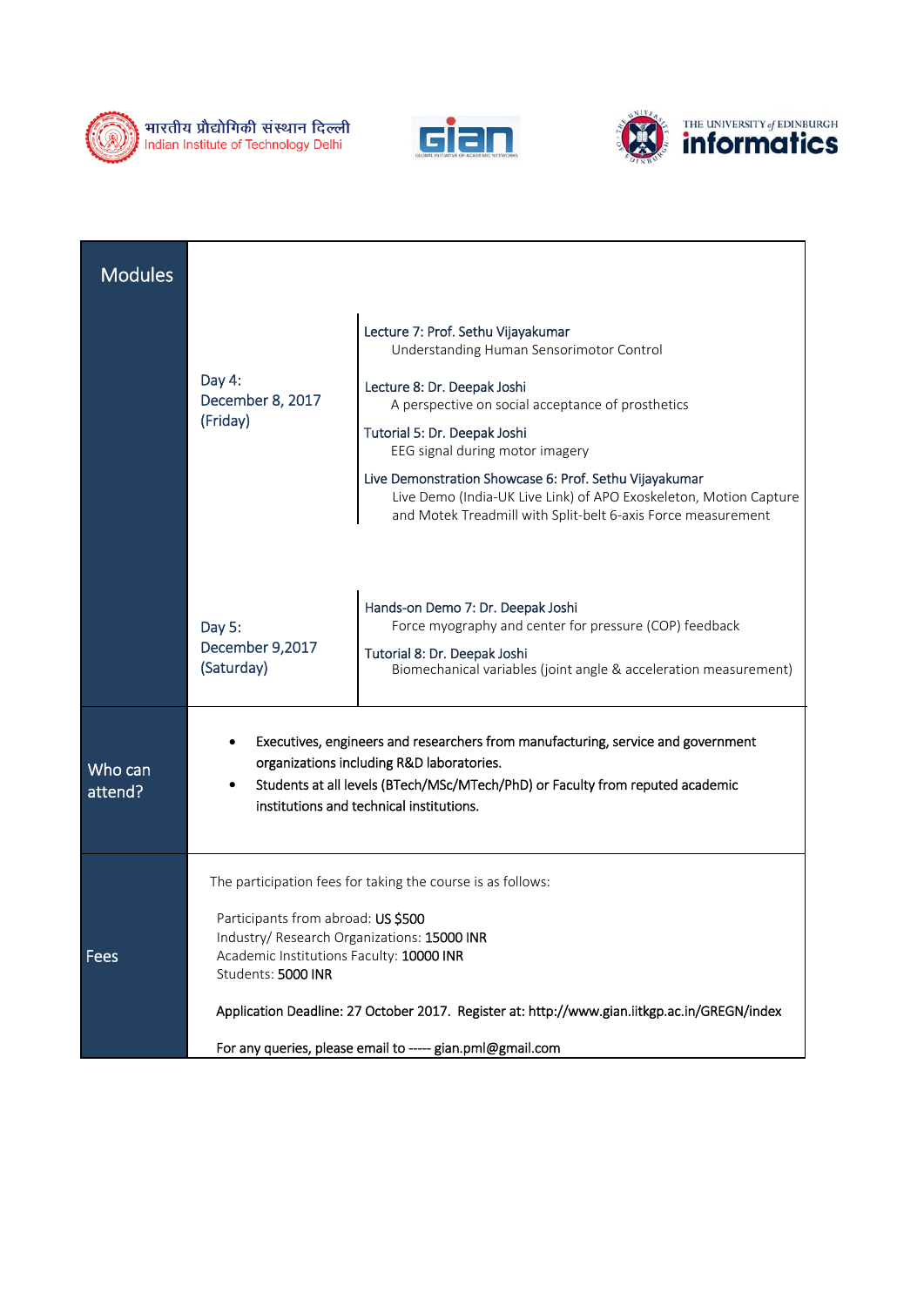भारतीय प्रौद्योगिकी संस्थान दिल्ली
Indian Institute of Technology Delhi

GIAN — GLOBAL INITIATIVE OF ACADEMIC NETWORKS

THE UNIVERSITY of EDINBURGH informatics

| Modules | | |
|---|---|---|
| | Day 4: December 8, 2017 (Friday) | Lecture 7: Prof. Sethu Vijayakumar<br>Understanding Human Sensorimotor Control<br><br>Lecture 8: Dr. Deepak Joshi<br>A perspective on social acceptance of prosthetics<br><br>Tutorial 5: Dr. Deepak Joshi<br>EEG signal during motor imagery<br><br>Live Demonstration Showcase 6: Prof. Sethu Vijayakumar<br>Live Demo (India-UK Live Link) of APO Exoskeleton, Motion Capture and Motek Treadmill with Split-belt 6-axis Force measurement |
| | Day 5: December 9,2017 (Saturday) | Hands-on Demo 7: Dr. Deepak Joshi<br>Force myography and center for pressure (COP) feedback<br><br>Tutorial 8: Dr. Deepak Joshi<br>Biomechanical variables (joint angle & acceleration measurement) |
| Who can attend? | • Executives, engineers and researchers from manufacturing, service and government organizations including R&D laboratories.<br>• Students at all levels (BTech/MSc/MTech/PhD) or Faculty from reputed academic institutions and technical institutions. | |
| Fees | The participation fees for taking the course is as follows:<br><br>Participants from abroad: US $500<br>Industry/ Research Organizations: 15000 INR<br>Academic Institutions Faculty: 10000 INR<br>Students: 5000 INR<br><br>Application Deadline: 27 October 2017. Register at: http://www.gian.iitkgp.ac.in/GREGN/index<br><br>For any queries, please email to ----- gian.pml@gmail.com | |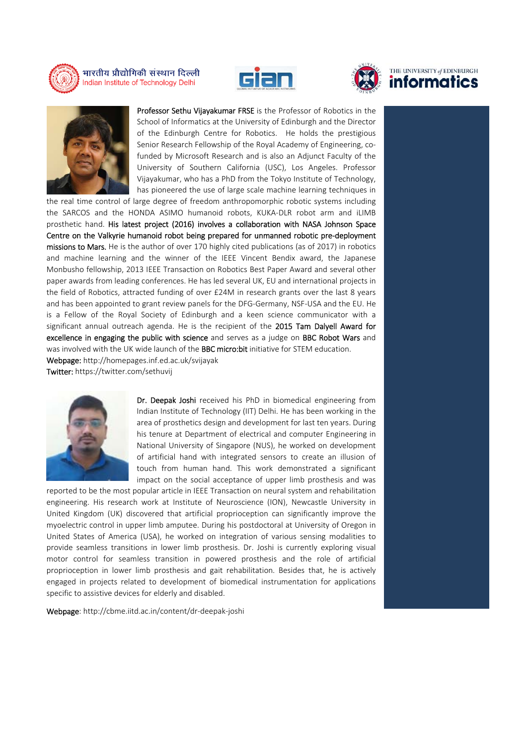भारतीय प्रौद्योगिकी संस्थान दिल्ली
Indian Institute of Technology Delhi

**Professor Sethu Vijayakumar FRSE** is the Professor of Robotics in the School of Informatics at the University of Edinburgh and the Director of the Edinburgh Centre for Robotics. He holds the prestigious Senior Research Fellowship of the Royal Academy of Engineering, co-funded by Microsoft Research and is also an Adjunct Faculty of the University of Southern California (USC), Los Angeles. Professor Vijayakumar, who has a PhD from the Tokyo Institute of Technology, has pioneered the use of large scale machine learning techniques in the real time control of large degree of freedom anthropomorphic robotic systems including the SARCOS and the HONDA ASIMO humanoid robots, KUKA-DLR robot arm and iLIMB prosthetic hand. **His latest project (2016) involves a collaboration with NASA Johnson Space Centre on the Valkyrie humanoid robot being prepared for unmanned robotic pre-deployment missions to Mars.** He is the author of over 170 highly cited publications (as of 2017) in robotics and machine learning and the winner of the IEEE Vincent Bendix award, the Japanese Monbusho fellowship, 2013 IEEE Transaction on Robotics Best Paper Award and several other paper awards from leading conferences. He has led several UK, EU and international projects in the field of Robotics, attracted funding of over £24M in research grants over the last 8 years and has been appointed to grant review panels for the DFG-Germany, NSF-USA and the EU. He is a Fellow of the Royal Society of Edinburgh and a keen science communicator with a significant annual outreach agenda. He is the recipient of the **2015 Tam Dalyell Award for excellence in engaging the public with science** and serves as a judge on **BBC Robot Wars** and was involved with the UK wide launch of the **BBC micro:bit** initiative for STEM education.

**Webpage:** http://homepages.inf.ed.ac.uk/svijayak

**Twitter:** https://twitter.com/sethuvij

**Dr. Deepak Joshi** received his PhD in biomedical engineering from Indian Institute of Technology (IIT) Delhi. He has been working in the area of prosthetics design and development for last ten years. During his tenure at Department of electrical and computer Engineering in National University of Singapore (NUS), he worked on development of artificial hand with integrated sensors to create an illusion of touch from human hand. This work demonstrated a significant impact on the social acceptance of upper limb prosthesis and was reported to be the most popular article in IEEE Transaction on neural system and rehabilitation engineering. His research work at Institute of Neuroscience (ION), Newcastle University in United Kingdom (UK) discovered that artificial proprioception can significantly improve the myoelectric control in upper limb amputee. During his postdoctoral at University of Oregon in United States of America (USA), he worked on integration of various sensing modalities to provide seamless transitions in lower limb prosthesis. Dr. Joshi is currently exploring visual motor control for seamless transition in powered prosthesis and the role of artificial proprioception in lower limb prosthesis and gait rehabilitation. Besides that, he is actively engaged in projects related to development of biomedical instrumentation for applications specific to assistive devices for elderly and disabled.

**Webpage**: http://cbme.iitd.ac.in/content/dr-deepak-joshi